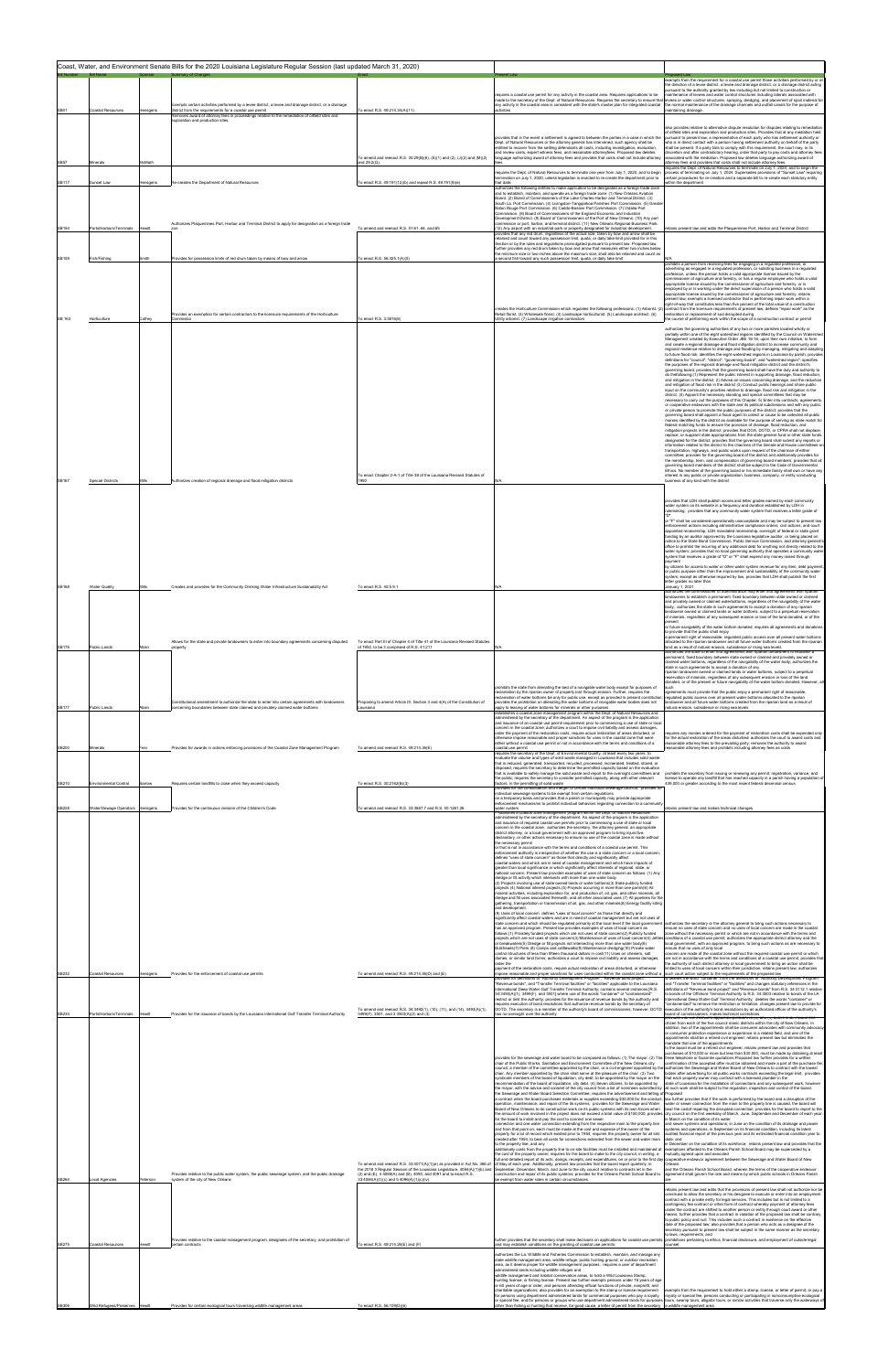# Coast, Water, and Environment Senate Bills for the 2020 Louisiana Legislature Regular Session (last updated March 31, 2020)

| Bill Number | Bill Name | Sponsor | Summary of Changes | Enact | Present Law | Proposed Law |
|---|---|---|---|---|---|---|
| SB51 | Coastal Resources | Hensgens | Exempts certain activities performed by a levee district, a levee and drainage district, or a drainage district from the requirements for a coastal use permit | To enact R.S. 49:214.34(A)(11) | Requires a coastal use permit for any activity in the coastal area. Requires applications to be made to the secretary of the Dept. of Natural Resources. Requires the secretary to ensure that any activity in the coastal areas is consistent with the state's master plan for integrated coastal activities | Exempts from the requirement for a coastal use permit those activities performed by or at the direction of a levee district, a levee and drainage district, or a drainage district acting pursuant to the authority granted by law including but not limited to construction or maintenance of levees and water control structures, including cutbacks associated with levees or water control structures, spraying, dredging, and placement of spoil material for the normal maintenance of the drainage channels and outfall canals for the purpose of maintaining drainage. |
| SB57 | Minerals | Hewitt | Removes award of attorney fees in proceedings relative to the remediation of oilfield sites and exploration and production sites. | To amend and reenact R.S. 30:29(B)(4), (E)(1) and (2), (J)(2) and (M)(3) and 29.2(C). | Provides that in the event a settlement is agreed to between the parties in a case in which the Dept. of Natural Resources or the attorney general has intervened, such agency shall be entitled to recover from the settling defendants all costs, including investigation, evaluation, and review costs, expert witness fees, and reasonable attorney fees. Proposed law deletes language authorizing award of attorney fees and provides that costs shall not include attorney fees. | Also provides relative to alternative dispute resolution for disputes relating to remediation of oilfield sites and exploration and production sites. Provides that at any mediation held pursuant to present law, a representative of each party who has settlement authority or who is in direct contact with a person having settlement authority on behalf of the party shall be present. If a party fails to comply with this requirement, the court may, in its discretion and after contradictory hearing, order that party to pay the costs and expenses associated with the mediation. Proposed law deletes language authorizing award of attorney fees and provides that costs shall not include attorney fees. |
| SB117 | Sunset Law | Hensgens | Re-creates the Department of Natural Resources | To enact R.S. 49:191(12)(c) and repeal R.S. 49:191(9)(e) | Requires the Dept. of Natural Resources to terminate one year from July 1, 2020, and to begin termination on July 1, 2020, unless legislation is enacted to re-create the department prior to that date. | Requires the Dept. of Natural Resources to terminate on July 1, 2025, and to begin the process of terminating on July 1, 2024. Supersedes provisions of "Sunset Law" requiring certain procedures for re-creation and a separate bill to re-create each statutory entity within the department. |
| SB154 | Ports/Harbors/Terminals | Hewitt | Authorizes Plaquemines Port, Harbor and Terminal District to apply for designation as a foreign trade zone | To amend and reenact R.S. 51:61, 64, and 65 | Authorizes the following entities to make application to be designated as a foreign trade zone and to establish, maintain, and operate as a foreign trade zone: (1) New Orleans Aviation Board. (2) Board of Commissioners of the Lake Charles Harbor and Terminal District. (3) South La. Port Commission. (4) Lexington Tangipahoa Parishes Port Commission. (5) Greater Baton Rouge Port Commission. (6) Caddo-Bossier Port Commission. (7) Vidalia Port Commission. (8) Board of Commissioners of the England Economic and Industrial Development District. (9) Board of Commissioners of the Port of New Orleans. (10) Any port commission or port, harbor, and terminal district. (11) New Orleans Regional Business Park. (12) Any airport with an industrial park or property designated for industrial development. | Retains present law and adds the Plaquemines Port, Harbor and Terminal District |
| SB159 | Fish/Fishing | Smith | Provides for possession limits of red drum taken by means of bow and arrow | To enact R.S. 56:325.1(A)(5) | Provides that any red drum, regardless of the actual size, taken by bow and arrow shall be retained and count toward any possession limit, quota, or daily take limit provided for in this Section or by the rules and regulations promulgated pursuant to present law. Proposed law further provides any red drum taken by bow and arrow that measures either inches below the minimum size or two inches above the maximum size, shall also be retained and count as a second fish toward any such possession limit, quota, or daily take limit | N/A |
| SB163 | Horticulture | Cathey | Provides an exemption for certain contractors to the licensure requirements of the Horticulture Commission | To enact R.S. 3:3819(6) | Creates the Horticulture Commission which regulates the following professions: (1) Arborist. (2) Retail florist. (3) Wholesale florist. (4) Landscape horticulturist. (5) Landscape architect. (6) Utility arborist. (7) Landscape irrigation contractors | Provides a person from receiving fees for engaging in a regulated profession, or advertising as engaged in a regulated profession, or soliciting business in a regulated profession, unless the person holds a valid appropriate license issued by the commissioner of agriculture and forestry, or has a regular employee who holds a valid appropriate license issued by the commissioner of agriculture and forestry, or is employed by or is working under the direct supervision of a person who holds a valid appropriate license issued by the commissioner of agriculture and forestry. Retains present law; exempts a licensed contractor that is performing repair work within a right-of-way that constitutes less than five percent of the total value of a construction contract from the licensure requirements of present law; defines "repair work" as the restoration or replacement of sod disrupted during the course of performing work within the scope of a construction contract or permit. |
| SB167 | Special Districts | Mills | Authorizes creation of regional drainage and flood mitigation districts | To enact Chapter 2-A-1 of Title 38 of the Louisiana Revised Statutes of 1950 | N/A | Authorizes the governing authorities of any two or more parishes located wholly or partially within one of the eight watershed regions identified by the Council on Watershed Management created by Executive Order JBE 18-16, upon their own initiative, to form and create a regional drainage and flood mitigation district to enhance community and regional resilience relative to drainage and flooding by managing, mitigating and adapting to future flood risk; identifies the eight watershed regions in Louisiana by parish; provides definitions; provides for the purposes of the regional drainage and flood mitigation district and the district's governing board; provides that the governing board shall have the duty and authority to do the following: (1) Represent the public interest in supporting drainage, flood reduction, and mitigation in the district. (2) Advise on issues concerning drainage, and the reduction and mitigation of flood risk in the district. (3) Conduct public hearings and share public input on the community's priorities relative to drainage, flood risk and mitigation in the district. (4) Appoint the necessary standing and special committees that may be necessary to carry out the purposes of this Chapter. (5) Enter into contracts, agreements, or cooperative endeavors with the state and its political subdivisions and with any public or private person to promote the public purposes of the district; provides that the governing board shall appoint a fiscal agent to collect or cause to be collected all public monies identified by the district as available for the purpose of serving as state match for federal matching funds to ensure the provision of drainage, flood reduction, and mitigation projects in the district; provides that DOA, DOTD, or CPRA shall not displace, replace, or supplant state appropriations from the state general fund or other state funds designated for the district; provides that the governing board shall submit any reports or information related to the district to the chairmen of the Senate and House committees on transportation, highways, and public works upon request of the chairman of either committee; provides for the governing board of the district and additionally provides for the membership, term, and compensation of governing board members; provides that all governing board members of the district shall be subject to the Code of Governmental Ethics. No member of the governing board or his immediate family shall own or have any interest in any public or private organization, business, company, or entity conducting business of any kind with the district |
| SB168 | Water Quality | Mills | Creates and provides for the Community Drinking Water Infrastructure Sustainability Act | To enact R.S. 40:5.11 | N/A | Provides that LDH shall publish scores and letter grades earned by each community water system on its website in a frequency and duration established by LDH in rulemaking; provides that any community water system that receives a letter grade of "D" or "F" shall be considered operationally unacceptable and may be subject to present law enforcement actions including administrative compliance orders, civil actions, and court appointed receivership, LDH-mandated receivership, oversight of federal or state grant funding by an auditor approved by the Louisiana legislative auditor, or being placed on notice to the State Bond Commission, Public Service Commission, and attorney general's office to prohibit the incurring of any additional debt for anything not directly related to the water system; provides that no local governing authority that operates a community water system that receives a grade of "D" or "F" shall request any money raised through payment by citizens for access to water or other water system revenue for any item, debt payment, or public purpose other than the improvement and sustainability of the community water system, except as otherwise required by law; provides that LDH shall publish the first letter grades no later than January 1, 2021 |
| SB176 | Public Lands | Mizell | Allows for the state and private landowners to enter into boundary agreements concerning disputed property | To enact Part VI of Chapter 4 of Title 41 of the Louisiana Revised Statutes of 1950, to be comprised of R.S. 41:1211 | N/A | Authorizes the commissioner of administration and any other state agencies with applicable jurisdiction to establish a permanent, fixed boundary between state owned or claimed and privately owned or claimed waterbottoms, regardless of the navigability of the water body; authorizes the state in such agreements to accept a donation of any riparian landowner owned or claimed lands or water bottoms, subject to a perpetual reservation of minerals, regardless of any subsequent erosion or loss of the land donated, or of the present or future navigability of the water bottom donated; requires all agreements and donations to provide that the public shall enjoy a permanent right of reasonable, regulated public access over all present water bottoms allocated to the riparian landowner and all future water bottoms created from the riparian land as a result of natural erosion, subsidence or rising sea levels |
| SB177 | Public Lands | Mizell | Constitutional amendment to authorize the state to enter into certain agreements with landowners concerning boundaries between state claimed and privately claimed water bottoms | Proposing to amend Article IX, Section 3 and 4(A) of the Constitution of Louisiana | Prohibits the state from alienating the bed of a navigable water body except for purposes of reclamation by the riparian owner of property lost through erosion. Further, requires the reclamation of water bottoms be only for public use, except as provided in present constitution; provides the prohibition on alienating the water bottoms of navigable water bodies does not apply to leasing of water bottoms for minerals or other purposes | Authorizes the state to enter into agreements with landowners to establish a permanent, fixed boundary between state owned or claimed and privately owned or claimed water bottoms, regardless of the navigability of the water bodies; authorizes the state in such agreements to accept a donation of any riparian landowner owned or claimed lands or water bottoms, subject to a perpetual reservation of minerals, regardless of any subsequent erosion or loss of the land donated, or the present or future navigability of the water bottom donated; requires all such agreements must provide that the public enjoy a permanent right of reasonable, regulated public access over all present water bottoms allocated to the riparian landowner and all future water bottoms created from the riparian land as a result of natural erosion, subsidence or rising sea levels |
| SB200 | Minerals | Peacock | Provides for awards in actions enforcing provisions of the Coastal Zone Management Program | To amend and reenact R.S. 49:214.36(E) | Establishes a coastal zone management program within the Dept. of Natural Resources administered by the secretary of the department. An aspect of the program is the application and issuance of a coastal use permit requirement prior to commencing a use of state or local concern in the coastal zone; authorizes a court to impose civil liability and assess damages, order the payment of the restoration costs, require actual restoration of areas disturbed, or otherwise impose reasonable and proper sanctions for uses in the coastal zone that were either without a coastal use permit or not in accordance with the terms and conditions of a coastal use permit | Requires any monies ordered for the payment of restoration costs shall be expended only for the actual restoration of the areas disturbed; authorizes the court to award costs and reasonable attorney fees to the prevailing party; removes the authority to award reasonable attorney fees and prohibits including attorney fees as costs |
| SB213 | Environmental Control | Bernard | Requires certain landfills to close when they exceed capacity | To enact R.S. 30:2192(B)(3) | Requires the secretary of DEQ, or at any annual or renewal application, to evaluate the volume and types of solid waste managed in Louisiana that includes solid waste that is reduced, generated, transported, recycled, processed, incinerated, treated, stored, or disposed; requires the secretary to determine the permitted capacity based on the evaluation that is available to safely manage the solid waste and report to the oversight committees and the public; requires the secretary to consider permitted capacity, along with other relevant factors, in the permitting of solid waste | Prohibits the secretary from issuing or renewing any permit, registration, variance, and license to operate any landfill that has reached capacity in a parish having a population of 439,000 or greater according to the most recent federal decennial census |
| SB228 | Water/Sewage Operators | Hensgens | Provides for the continuous revision of the Children's Code | To amend and reenact R.S. 33:3887.7 and R.S. 40:1281.26 | Provides for the State Department of Health to regulate water/sewer systems and administers the program for licensure of operators; provides any person operating on a temporary basis and provides that a parish or municipality may provide appropriate enforcement mechanisms to prohibit individual behaviors regarding connection to a community water system | Retains present law and makes technical changes |
| SB232 | Coastal Resources | Hensgens | Provides for the enforcement of coastal use permits | To amend and reenact R.S. 49:214.36(D) and (E) | Establishes a coastal zone management program within the Dept. of Natural Resources administered by the secretary of the department. An aspect of the program is the application and issuance of required coastal use permits prior to commencing a use of state or local concern in the coastal zone; authorizes the secretary, the attorney general, an appropriate district attorney, or a local government with an approved program to bring injunctive, declaratory, or other actions necessary to ensure no use of the coastal zone is made without the necessary permit, or that is not in accordance with the terms and conditions of a coastal use permit. This enforcement authority is irrespective of whether the use is a state concern or a local concern; defines "uses of state concern" as those that directly and significantly affect coastal waters and which are in need of coastal management and which have impacts of greater than local significance or which significantly affect interests of regional, state, or national concern. Present law provides examples of uses of state concern as follows: (1) Any dredge or fill activity which intersects with more than one water body. (2) Projects involving use of state owned lands or water bottoms. (3) State publicly funded projects. (4) National interest projects. (5) Projects occurring in more than one parish. (6) All mineral activities, including exploration for, and production of, oil, gas, and other minerals, all dredge and fill uses associated therewith, and all other associated uses. (7) All pipelines for the gathering, transportation or transmission of oil, gas, and other minerals. (8) Energy facility siting and development. (9) Uses of local concern: defines "uses of local concern" as those that directly and significantly affect coastal waters and are in need of coastal management but are not uses of state concern and which should be regulated primarily at the local level if the local government has an approved program. Present law provides examples of uses of local concern as follows: (1) Privately funded projects which are not uses of state concern. (2) Publicly funded projects which are not uses of state concern. (3) Maintenance of uses of local concern. (4) Jetties or breakwaters. (5) Dredge or fill projects not intersecting more than one water body. (6) Bulkheads. (7) Piers. (8) Camps and cattlewalks. (9) Maintenance dredging. (10) Private water control structures of less than fifteen thousand dollars in cost. (11) Uses on cheniers, salt domes, or similar land forms; authorizes a court to impose civil liability and assess damages, order the payment of the restoration costs, require actual restoration of areas disturbed, or otherwise impose reasonable and proper sanctions for uses conducted within the coastal zone without a coastal use permit | Authorizes the secretary or the attorney general to bring such actions as necessary to ensure no uses of state concern and no uses of local concern are made in the coastal zone without the necessary permit or which are not in accordance with the terms and conditions of a coastal use permit; authorizes the appropriate district attorney and the local government, with an approved program, to bring such actions as are necessary to ensure that no uses of any local concern are made in the coastal zone without the required coastal use permit or which are not in accordance with the terms and conditions of a coastal use permit; provides that the authority of each district attorney or local government to bring an action shall be limited to uses of local concern within their jurisdiction; retains present law; authorizes such court action subject to the requirements of the proposed law |
| SB234 | Ports/Harbors/Terminals | Hewitt | Provides for the issuance of bonds by the Louisiana International Gulf Transfer Terminal Authority | To amend and reenact R.S. 34:3492(1), (10), (11), and (14), 3493(A)(1), 3495(F), 3501, and 3 3503(A)(2) and (3) | Provides for definitions of "Authority Development Program", "Revenue Bond Project", "Revenue bonds", and "Transfer Terminal facilities" or "facilities" applicable to the Louisiana International Deep Water Gulf Transfer Terminal Authority; contains several instances (R.S. 34:3493(A)(1), 3495(F), and 3501) where use of the words "container" or "containerized" restrict or limit the authority; provides for the issuance of revenue bonds by the authority and requires approval of bond resolutions that authorize revenue bonds by the secretary of DOTD. The secretary is a member of the authority's board of commissioners; however, DOTD has no oversight over the authority | Provides for the rename of the "Authority Development Program" to "Authority Development Program" and "Transfer Terminal facilities" or "facilities" applicable to the Louisiana ... definitions of "Revenue bond project" and "Revenue bonds" from R.S. 34:3112.1 relative to bonds of the Offshore Terminal Authority to R.S. 34:3501 relative to bonds of the LA International Deep Water Gulf Transfer Terminal Authority; deletes the words "container" or "containerized" to remove the restrictions and limitations on the authority; provides for execution of the authority's bond resolutions and approval of the authority's board of commissioners; makes technical corrections |
| SB264 | Local Agencies | Peterson | Provides relative to the public water system, the public sewerage system, and the public drainage systems of the city of New Orleans | To amend and reenact R.S. 33:4071(A)(1)(e) as provided in Act No. 386 of the 2018 3 Regular Session of the Louisiana Legislature, 4096(A)(1)(b) and (2) and (3), 4 4098(A) and (B), 4090, and 4091 and to enact R.S. 33:4090(A)(1)(c) and 5 4096(A)(1)(c)(iv) | Provides for the sewerage and water board to be composed as follows: (1) The mayor. (2) The chair of the Public Works, Sanitation and Environment Committee of the New Orleans city council, a member of the committee appointed by the chair, or a civil engineer appointed by the chair. Any member appointed by the chair shall serve at the pleasure of the chair. (3) Two syndicate members of the board of liquidation, city debt, to be appointed by the mayor on the recommendation of the board of liquidation, city debt. (4) Seven citizens, to be appointed by the mayor, with the advice and consent of the city council from a list of nominees submitted by the Sewerage and Water Board Selection Committee; requires the advertisement and letting of a contract where the board purchases materials or supplies exceeding $30,000 for the construction, operation, maintenance, and repair of the its systems; provides for the Sewerage and Water Board of New Orleans to do construction work on its public systems with its own forces when the amount of work involved in the project does not exceed a total value of $150,000; provides for the board to install and pay the cost to connect one sewer connection and one water connection extending from the respective main to the property line and from that point on, work must be made at the cost and expense of the owner of the property for all lots of record and created prior to 1956; requires the property owner for all lots created after 1956, to bear all costs for connections extended from the sewer and water main to the property line; and any additionally costs from the property line to on-site facilities must be installed and maintained at the cost of the property owner; requires for the board to make to the city council, in writing, a full and detailed report of its acts, doings, receipts, and expenditures, on or prior to the first day of May of each year. Additionally, present law provides that the board report quarterly, in September, December, March, and June to the city council relative to contracts let in the construction and repair of its public systems; provides for the Orleans Parish School Board to be exempt from water rates in certain circumstances | Provides that the board be composed of eleven members, including the mayor, a city council member or appointee, and nine citizen members; retains present law; retains requirement for ... the board to consider the recommendation of the selection committee; provides for contract thresholds of $150,000 or more but less than $30,000; provides that the board may let a contract by informal bid; requires the board to do construction or repair work with its own forces; provides for connections; authorizes the Sewerage and Water Board of New Orleans to contract with ... bidder after advertising for all public work when its own forces are insufficient to do the work; provides for the board to report quarterly to the city council; provides that the board shall report to the city council on the first weekday of March, June, September and December of each year; provides relative to the Orleans Parish School Board exemptions; and the Orleans Parish School Board; retains provisions of the cooperative endeavor agreement; and exempts from the rate and the Orleans Parish School Board, whereas the terms of the cooperative endeavor agreement shall govern the rate and manner by which schools in Orleans Parish are |
| SB275 | Coastal Resources | Hewitt | Provides relative to the coastal management program; designees of the secretary, and prohibition of certain contracts | To amend R.S. 49:214.28(A) and (F) | Further provides that the secretary shall make decisions on applications for coastal use permits and may establish conditions on the granting of coastal use permits. | Retains present law and adds that the secretary of present law shall not authorize nor be construed to allow the secretary or his designee to execute or enter into an employment contract with a private entity for legal services. This includes but is not limited to a contingency fee contract or other form of contract whereby payment of attorney fees under the contract are shifted to another person or entity through court award or other means; further provides that a contract in violation of the proposed law shall be contrary to public policy and null. This includes such a contract in existence on the effective date of the proposed law; also provides that a person who acts as a designee of the secretary pursuant to present law shall be subject to the same manner as the secretary to laws, requirements, and prohibitions pertaining to ethics, financial disclosure, and employment of outside legal counsel |
| SB309 | Wild Refuges/Preserves | Hewitt | Provides for certain ecological tours traversing wildlife management areas | To enact R.S. 56:109(D)(4) | Authorizes the La. Wildlife and Fisheries Commission to establish, maintain, and manage state wildlife management areas, wildlife refuge, public hunting ground, or outdoor recreation area, as it deems proper for wildlife management purposes; requires a user of department administered lands including wildlife refuges and wildlife management and habitat conservation areas, to hold a Wild Louisiana Stamp, hunting license, or fishing license. Present law further exempts persons under 18 years of age or 60 years of age or older, and persons attending official functions of private, nonprofit, and charitable organizations; also provides for an exemption to the stamp or license requirement for persons using department administered lands for commercial purposes who pay a royalty or special fee, and for persons or groups who use department administered lands for purposes other than fishing or hunting that receive, for good cause, a letter of permit from the secretary. | Exempts from the requirement to hold either a stamp, license, or letter of permit, or pay a royalty or special fee, persons conducting or participating in noncommercial ecological tours, touring boats, alligator tours, or similar activities that traverse only the waterways of a wildlife management area |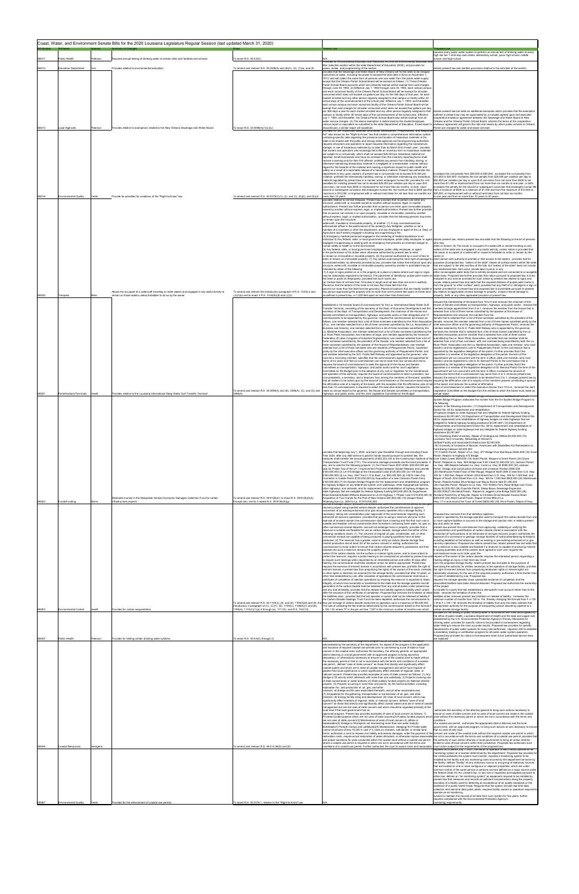# Coast, Water, and Environment Senate Bills for the 2020 Louisiana Legislative Regular Session (last updated March 31, 2020)

| Bill Number | Bill Name | Sponsor | Summary of Changes | Effect | Present Law | Proposed Law |
|---|---|---|---|---|---|---|
| SB311 | Public Health | Peterson | Requires annual testing of drinking water at certain child care facilities and schools | To enact R.S. 40:5.6(C) | N/A | Requires every public water system to perform an annual test of drinking water at every high risk tier 1 child day care center, elementary school, junior high school, middle school, and high school. |
| SB312 | Education Department | Fesi | Provides relative to environmental education | To amend and reenact R.S. 30:2504(A) and (B)(1), (2), (7)(a), and (9) | | Retains present law and clarifies provisions relative to the activities of the section. |
| SB313 | Local Agencies | Peterson | Provides relative to exemptions related to the New Orleans Sewerage and Water Board | To amend R.S. 33:4096(A)(1)(c)(iv) | | |
| SB316 | Environmental Quality | Fields | Provide for penalties for violations of the "Right-to-Know" law | To amend and reenact R.S. 30:2373(C)(1), (2), and (3), (D)(2), and (E)(2) | | |
| SB320 | Trespass | Mizell | Allows the occupant of a watercraft traveling on state waters and engaged in any lawful activity to remain on those waters unless forbidden to do so by the owner | To amend and reenact the introductory paragraph of R.S. 14:63(L) and (L)(2)(b) and to enact R.S. 14:63(L)(6) and (L)(3) | | |
| SB321 | Ports/Harbors/Terminals | Hewitt | Provides relative to the Louisiana International Deep Water Gulf Transfer Terminal | To amend and reenact R.S. 34:3494(A) and (B), 3496(A), (C), and (G) and 3498(A) | | |
| SB323 | Funds/Funding | Morris | Dedicates monies in the Deepwater Horizon Economic Damages Collection Fund for certain infrastructure projects | To amend and reenact R.S. 39:91(B)(4); to enact R.S. 39:91(B)(5) through (8), and to repeal R.S. 39:91(B)(g) | | |
| SB353 | Environmental Control | Hewitt | Provides for carbon sequestration | To amend and reenact R.S. 30:1103(3), (4), and (9), 1104(A)(6) and (B), ... 1109(A)(1) ... | | |
| SB357 | Public Health | Peterson | Provides for testing certain drinking water systems | To amend R.S. 40:5.6(C) through (I) | | |
| SB359 | Coastal Resources | Hodgkins | | To amend and reenact R.S. 49:214.36(O) and (E) | | |
| SB367 | Environmental Quality | Fields | Provides for the enforcement of coastal use permits | To enact R.S. 30:2376.1, relative to the "Right-to-Know" law | N/A | |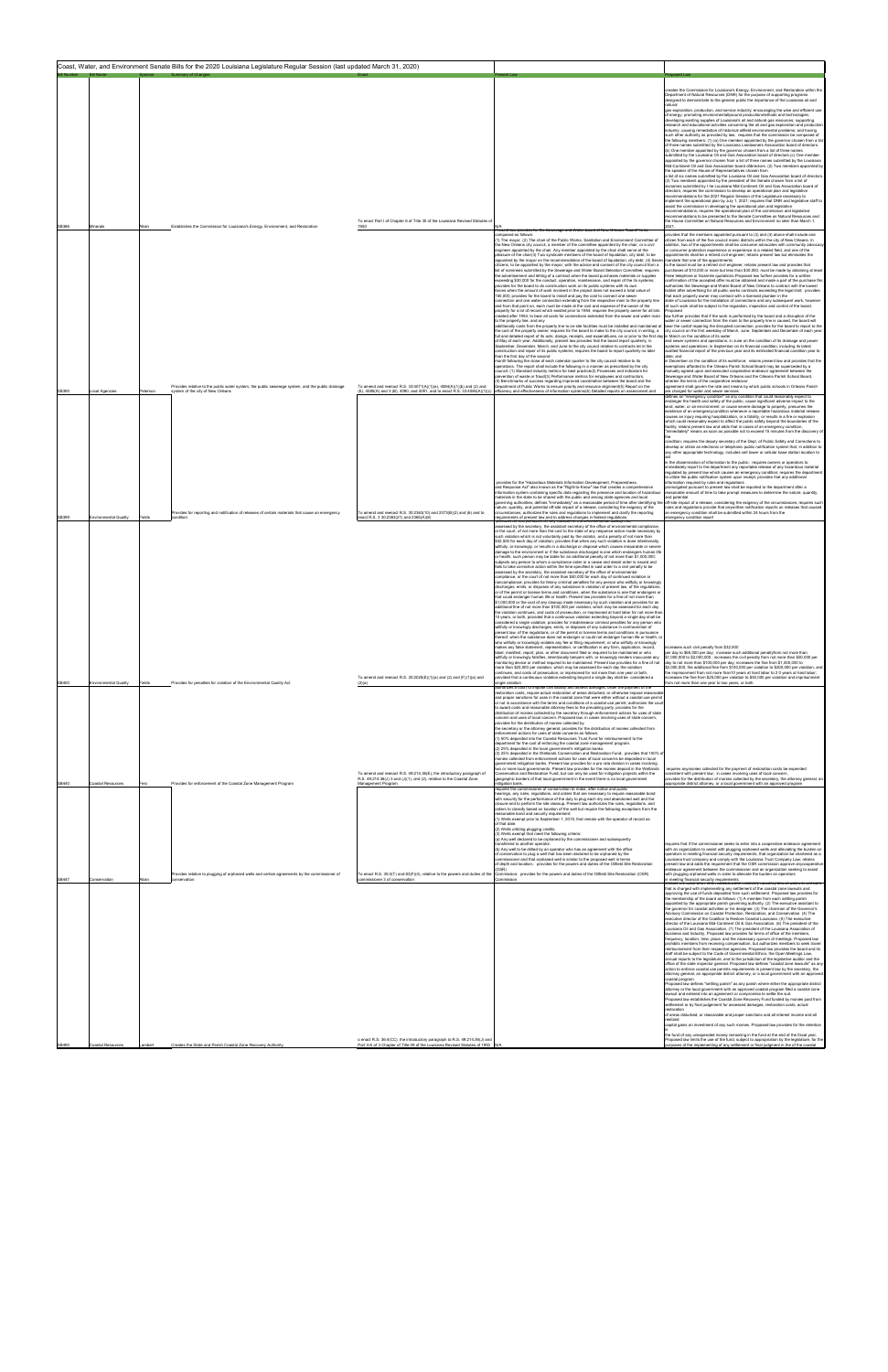# Coast, Water, and Environment Senate Bills for the 2020 Louisiana Legislature Regular Session (last updated March 31, 2020)

| Bill Number | Bill Name | Sponsor | Summary of Changes | Enact | Present Law | Proposed Law |
|---|---|---|---|---|---|---|
| SB386 | Minerals | Hodges | Establishes the Commission for Louisiana's Energy, Environment, and Restoration | To enact Part I of Chapter II of Title 30 of the Louisiana Revised Statutes of 1950 | N/A | Creates the Commission for Louisiana's Energy, Environment, and Restoration within the Department of Natural Resources (DNR) for the purpose of supporting programs designed to demonstrate to the general public the importance of the Louisiana oil and natural gas exploration, production, and service industry; encouraging the wise and efficient use of energy; promoting environmentally sound production methods and technologies; developing existing supplies of Louisiana's oil and natural gas resources; supporting research and educational activities concerning the oil and gas exploration and production industry. |
| SB390 | Local Agencies | Peterson | Provides relative to the public water system, the public sewerage system, and the public drainage systems of the city of New Orleans. | To amend and reenact R.S. 33:4071(A)(1)(a), 4084(A)(1)(b) and (2) and (B), 4088(A) and 5 (B), 4090, and 4091, and to enact R.S. 33:4085(A)(1)(c) | | |
| SB399 | Environmental Quality | Hewitt | Provides for reporting and notification of releases of certain materials that cause an emergency condition | To amend and reenact R.S. 30:2363(10) and 2373(B)(2) and (6) and to enact R.S. 30:2363(21) and 2366(A)(6) | | |
| SB400 | Environmental Quality | Hewitt | Provides for penalties for violation of the Environmental Quality Act | To amend and reenact R.S. 30:2025(E)(1)(a) and (2) and (F)(1)(a) and (2)(a) | | |
| SB443 | Coastal Resources | Fesi | Provides for enforcement of the Coastal Zone Management Program | To amend and reenact R.S. 49:214.36(E), the introductory paragraph of R.S. 49:214.36(J) and (J)(1), and (2), relative to the Coastal Zone Management Program | | |
| SB447 | Conservation | Hodges | Provides relative to plugging of orphaned wells and certain agreements by the commissioner of conservation | To enact R.S. 30:6(F) and 83(F)(3), relative to the powers and duties of the commissioner of conservation | | |
| SB490 | Coastal Resources | Lambert | Creates the State and Parish Coastal Zone Recovery Authority. | To enact R.S. 39:6(CC), the introductory paragraph to R.S. 49:214.36(J) and Part IX of Chapter 2 of Title 49 of the Louisiana Revised Statutes of 1950 | N/A | |